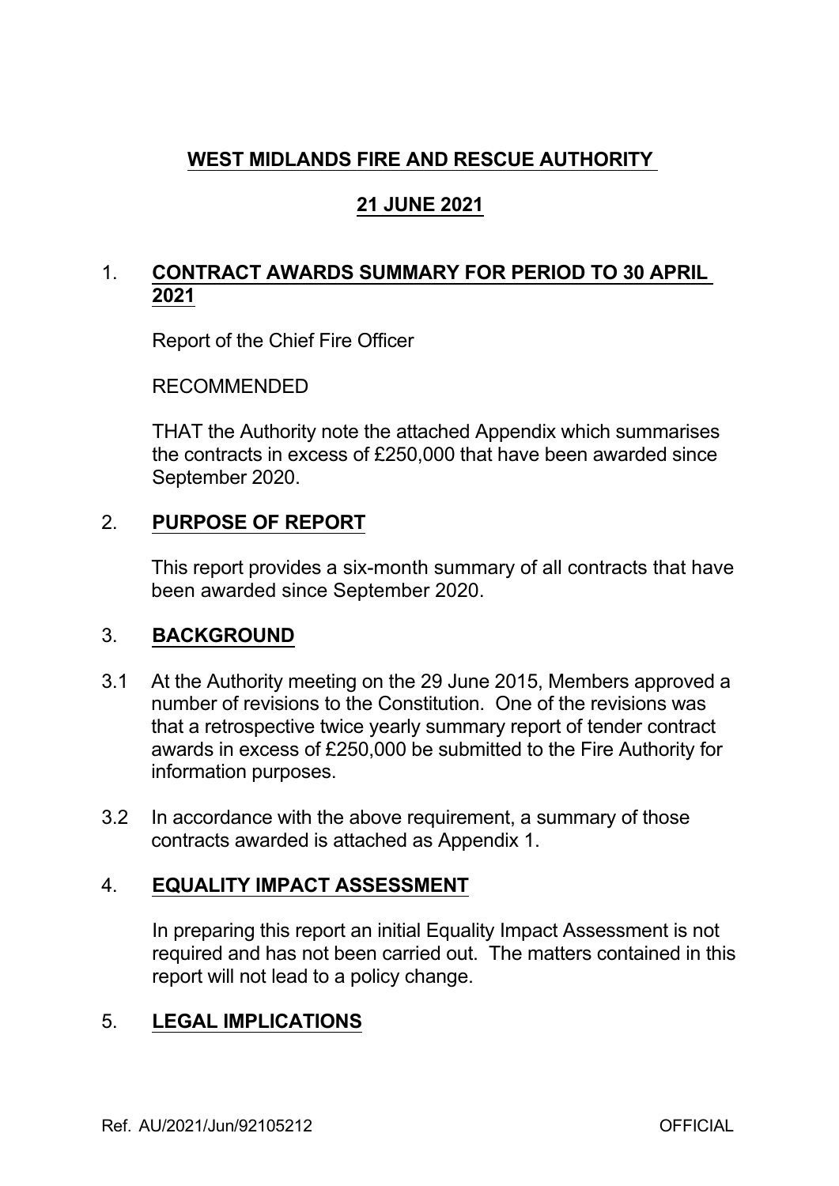# WEST MIDLANDS FIRE AND RESCUE AUTHORITY

## 21 JUNE 2021

## 1. CONTRACT AWARDS SUMMARY FOR PERIOD TO 30 APRIL 2021

Report of the Chief Fire Officer

RECOMMENDED

THAT the Authority note the attached Appendix which summarises the contracts in excess of £250,000 that have been awarded since September 2020.

## 2. PURPOSE OF REPORT

This report provides a six-month summary of all contracts that have been awarded since September 2020.

## 3. BACKGROUND

3.1 At the Authority meeting on the 29 June 2015, Members approved a number of revisions to the Constitution. One of the revisions was that a retrospective twice yearly summary report of tender contract awards in excess of £250,000 be submitted to the Fire Authority for information purposes.

3.2 In accordance with the above requirement, a summary of those contracts awarded is attached as Appendix 1.

## 4. EQUALITY IMPACT ASSESSMENT

In preparing this report an initial Equality Impact Assessment is not required and has not been carried out. The matters contained in this report will not lead to a policy change.

## 5. LEGAL IMPLICATIONS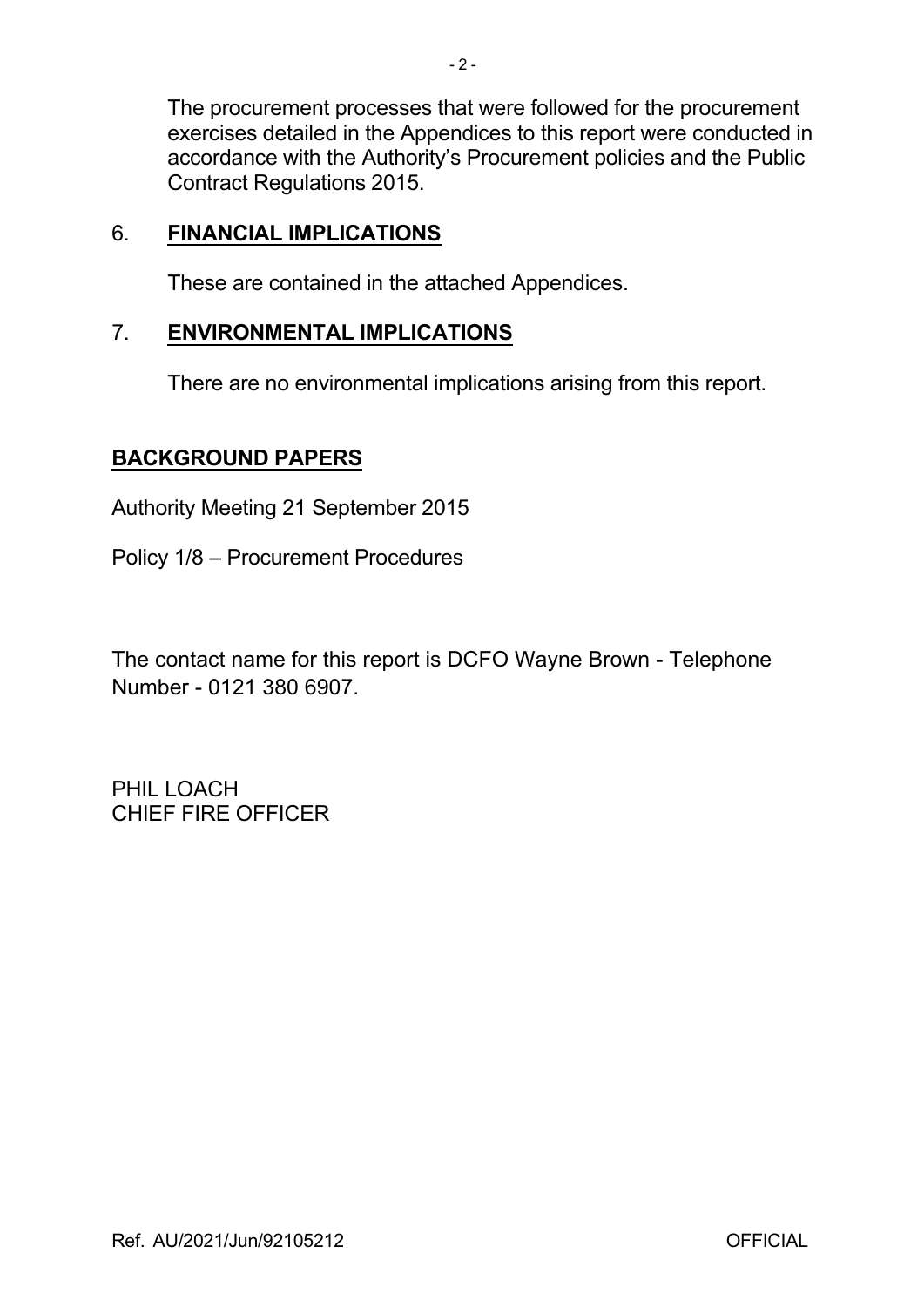The procurement processes that were followed for the procurement exercises detailed in the Appendices to this report were conducted in accordance with the Authority's Procurement policies and the Public Contract Regulations 2015.

6. **FINANCIAL IMPLICATIONS**

These are contained in the attached Appendices.

7. **ENVIRONMENTAL IMPLICATIONS**

There are no environmental implications arising from this report.

**BACKGROUND PAPERS**

Authority Meeting 21 September 2015

Policy 1/8 – Procurement Procedures

The contact name for this report is DCFO Wayne Brown - Telephone Number - 0121 380 6907.

PHIL LOACH
CHIEF FIRE OFFICER

Ref. AU/2021/Jun/92105212 OFFICIAL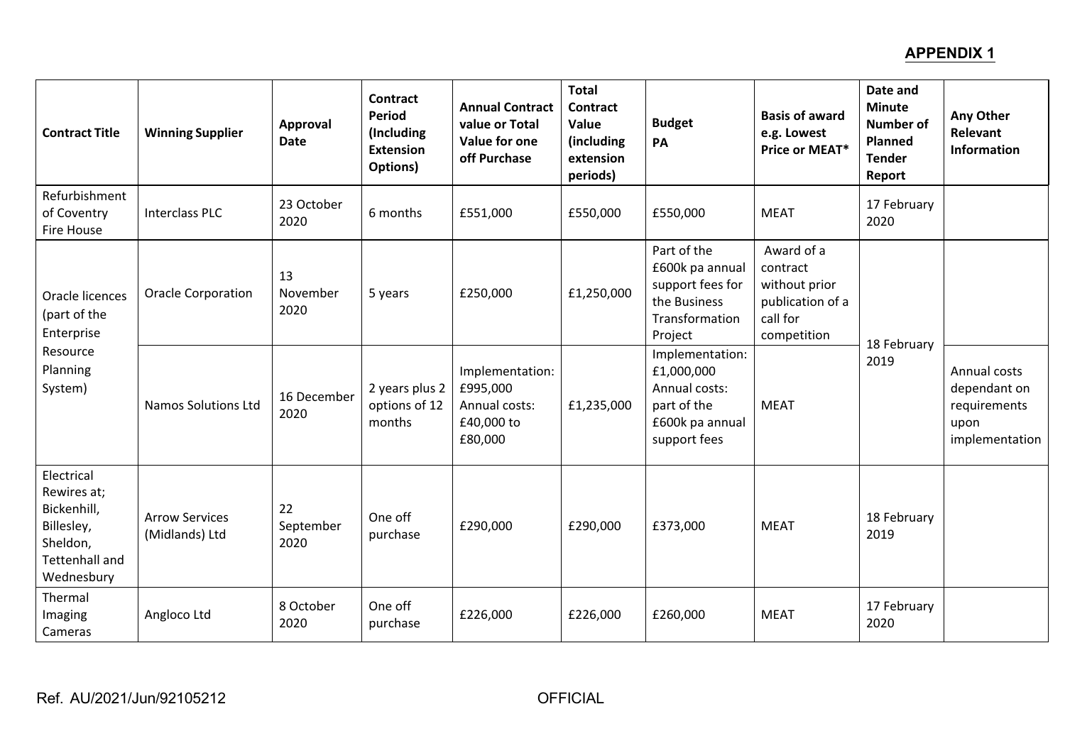## APPENDIX 1

| Contract Title | Winning Supplier | Approval Date | Contract Period (Including Extension Options) | Annual Contract value or Total Value for one off Purchase | Total Contract Value (including extension periods) | Budget PA | Basis of award e.g. Lowest Price or MEAT* | Date and Minute Number of Planned Tender Report | Any Other Relevant Information |
|---|---|---|---|---|---|---|---|---|---|
| Refurbishment of Coventry Fire House | Interclass PLC | 23 October 2020 | 6 months | £551,000 | £550,000 | £550,000 | MEAT | 17 February 2020 | |
| Oracle licences (part of the Enterprise Resource Planning System) | Oracle Corporation | 13 November 2020 | 5 years | £250,000 | £1,250,000 | Part of the £600k pa annual support fees for the Business Transformation Project | Award of a contract without prior publication of a call for competition | 18 February 2019 | |
| | Namos Solutions Ltd | 16 December 2020 | 2 years plus 2 options of 12 months | Implementation: £995,000 Annual costs: £40,000 to £80,000 | £1,235,000 | Implementation: £1,000,000 Annual costs: part of the £600k pa annual support fees | MEAT | | Annual costs dependant on requirements upon implementation |
| Electrical Rewires at; Bickenhill, Billesley, Sheldon, Tettenhall and Wednesbury | Arrow Services (Midlands) Ltd | 22 September 2020 | One off purchase | £290,000 | £290,000 | £373,000 | MEAT | 18 February 2019 | |
| Thermal Imaging Cameras | Angloco Ltd | 8 October 2020 | One off purchase | £226,000 | £226,000 | £260,000 | MEAT | 17 February 2020 | |

Ref. AU/2021/Jun/92105212 OFFICIAL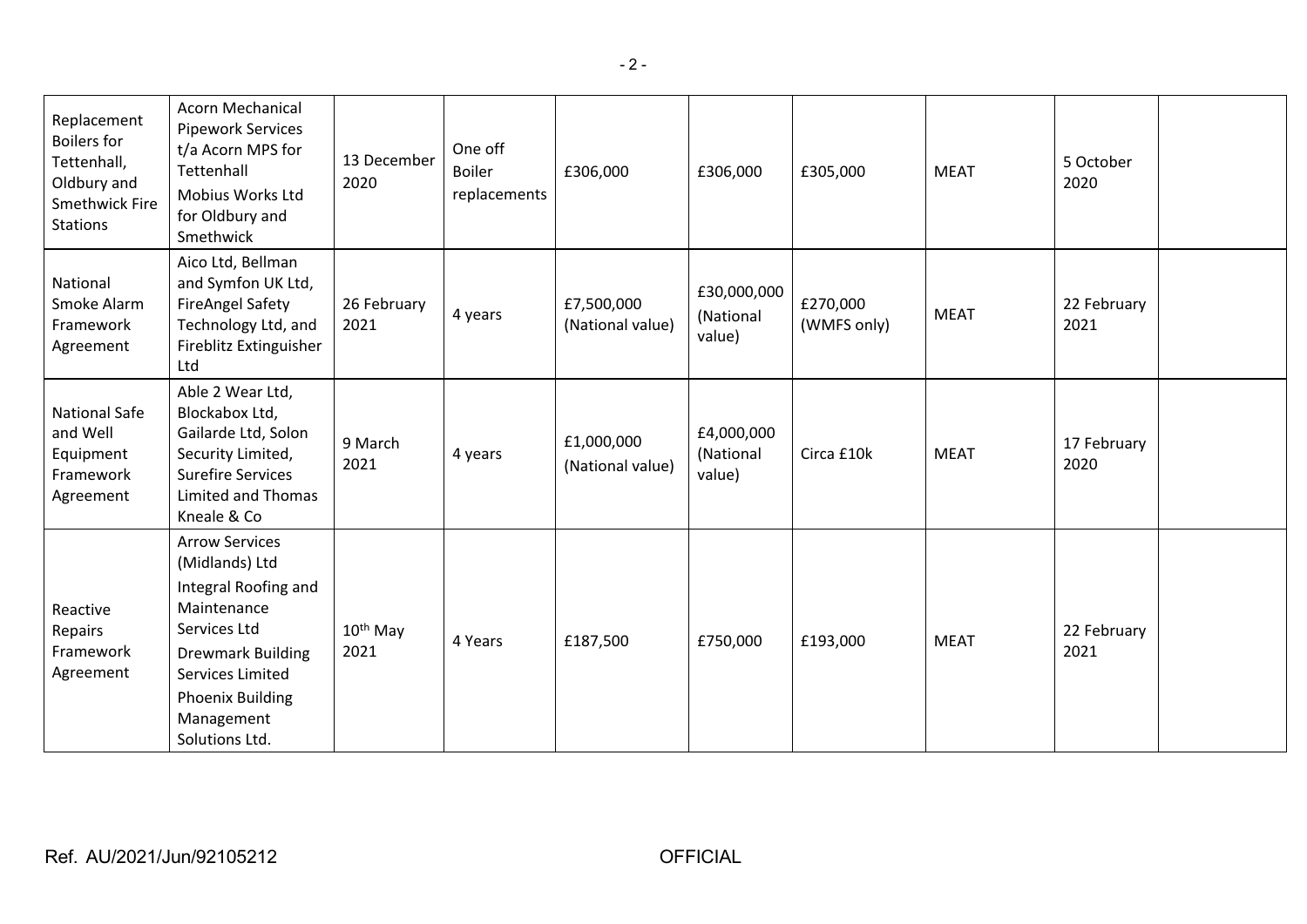| Replacement Boilers for Tettenhall, Oldbury and Smethwick Fire Stations | Acorn Mechanical Pipework Services t/a Acorn MPS for Tettenhall<br>Mobius Works Ltd for Oldbury and Smethwick | 13 December 2020 | One off Boiler replacements | £306,000 | £306,000 | £305,000 | MEAT | 5 October 2020 | |
|---|---|---|---|---|---|---|---|---|---|
| National Smoke Alarm Framework Agreement | Aico Ltd, Bellman and Symfon UK Ltd, FireAngel Safety Technology Ltd, and Fireblitz Extinguisher Ltd | 26 February 2021 | 4 years | £7,500,000 (National value) | £30,000,000 (National value) | £270,000 (WMFS only) | MEAT | 22 February 2021 | |
| National Safe and Well Equipment Framework Agreement | Able 2 Wear Ltd, Blockabox Ltd, Gailarde Ltd, Solon Security Limited, Surefire Services Limited and Thomas Kneale & Co | 9 March 2021 | 4 years | £1,000,000 (National value) | £4,000,000 (National value) | Circa £10k | MEAT | 17 February 2020 | |
| Reactive Repairs Framework Agreement | Arrow Services (Midlands) Ltd<br>Integral Roofing and Maintenance Services Ltd<br>Drewmark Building Services Limited<br>Phoenix Building Management Solutions Ltd. | 10th May 2021 | 4 Years | £187,500 | £750,000 | £193,000 | MEAT | 22 February 2021 | |

Ref. AU/2021/Jun/92105212 OFFICIAL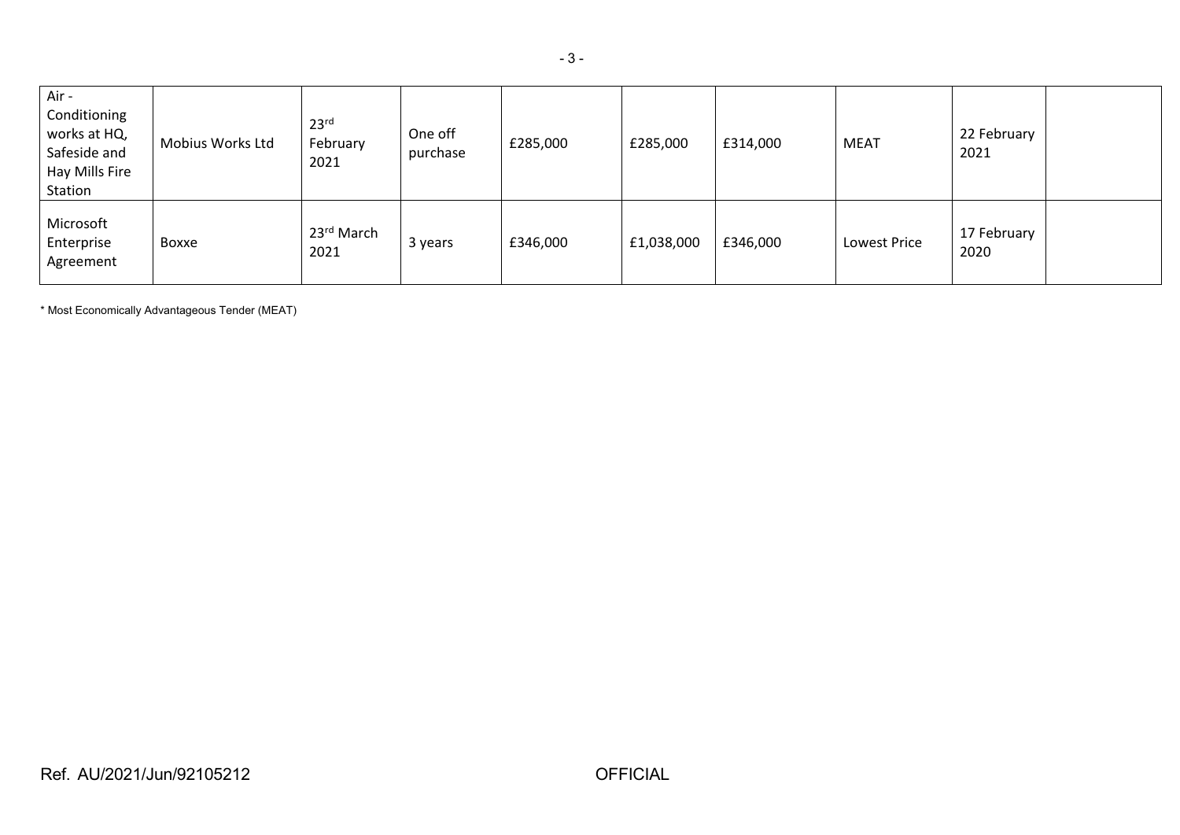| | | | | | | | | | |
|---|---|---|---|---|---|---|---|---|---|
| Air - Conditioning works at HQ, Safeside and Hay Mills Fire Station | Mobius Works Ltd | 23rd February 2021 | One off purchase | £285,000 | £285,000 | £314,000 | MEAT | 22 February 2021 | |
| Microsoft Enterprise Agreement | Boxxe | 23rd March 2021 | 3 years | £346,000 | £1,038,000 | £346,000 | Lowest Price | 17 February 2020 | |

* Most Economically Advantageous Tender (MEAT)

Ref. AU/2021/Jun/92105212 OFFICIAL